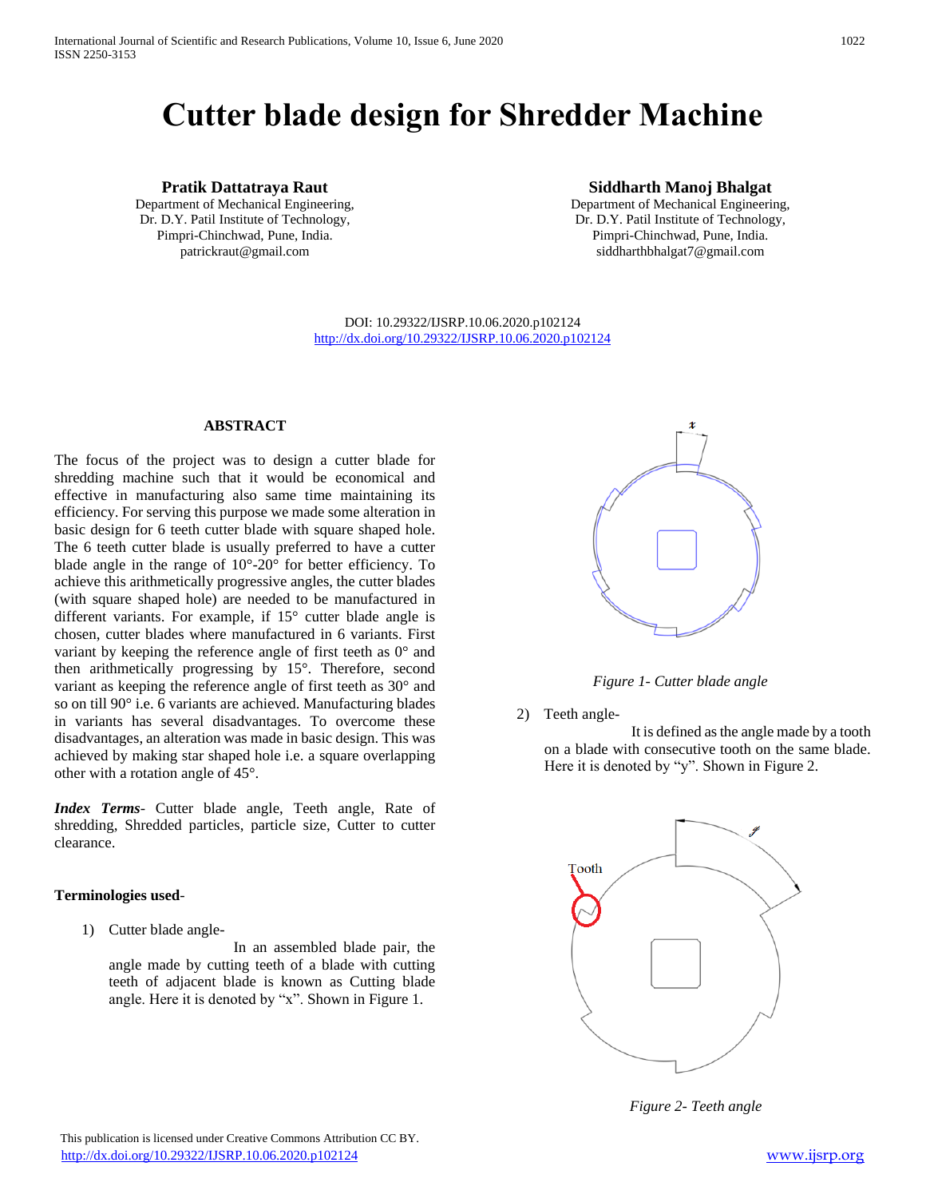# Cutter blade design for Shredder Machine

**Pratik Dattatraya Raut**
Department of Mechanical Engineering,
Dr. D.Y. Patil Institute of Technology,
Pimpri-Chinchwad, Pune, India.
patrickraut@gmail.com

**Siddharth Manoj Bhalgat**
Department of Mechanical Engineering,
Dr. D.Y. Patil Institute of Technology,
Pimpri-Chinchwad, Pune, India.
siddharthbhalgat7@gmail.com

DOI: 10.29322/IJSRP.10.06.2020.p102124
http://dx.doi.org/10.29322/IJSRP.10.06.2020.p102124

## ABSTRACT

The focus of the project was to design a cutter blade for shredding machine such that it would be economical and effective in manufacturing also same time maintaining its efficiency. For serving this purpose we made some alteration in basic design for 6 teeth cutter blade with square shaped hole. The 6 teeth cutter blade is usually preferred to have a cutter blade angle in the range of 10°-20° for better efficiency. To achieve this arithmetically progressive angles, the cutter blades (with square shaped hole) are needed to be manufactured in different variants. For example, if 15° cutter blade angle is chosen, cutter blades where manufactured in 6 variants. First variant by keeping the reference angle of first teeth as 0° and then arithmetically progressing by 15°. Therefore, second variant as keeping the reference angle of first teeth as 30° and so on till 90° i.e. 6 variants are achieved. Manufacturing blades in variants has several disadvantages. To overcome these disadvantages, an alteration was made in basic design. This was achieved by making star shaped hole i.e. a square overlapping other with a rotation angle of 45°.

***Index Terms***- Cutter blade angle, Teeth angle, Rate of shredding, Shredded particles, particle size, Cutter to cutter clearance.

**Terminologies used**-

1) Cutter blade angle-
   In an assembled blade pair, the angle made by cutting teeth of a blade with cutting teeth of adjacent blade is known as Cutting blade angle. Here it is denoted by "x". Shown in Figure 1.

*Figure 1- Cutter blade angle*

2) Teeth angle-
   It is defined as the angle made by a tooth on a blade with consecutive tooth on the same blade. Here it is denoted by "y". Shown in Figure 2.

*Figure 2- Teeth angle*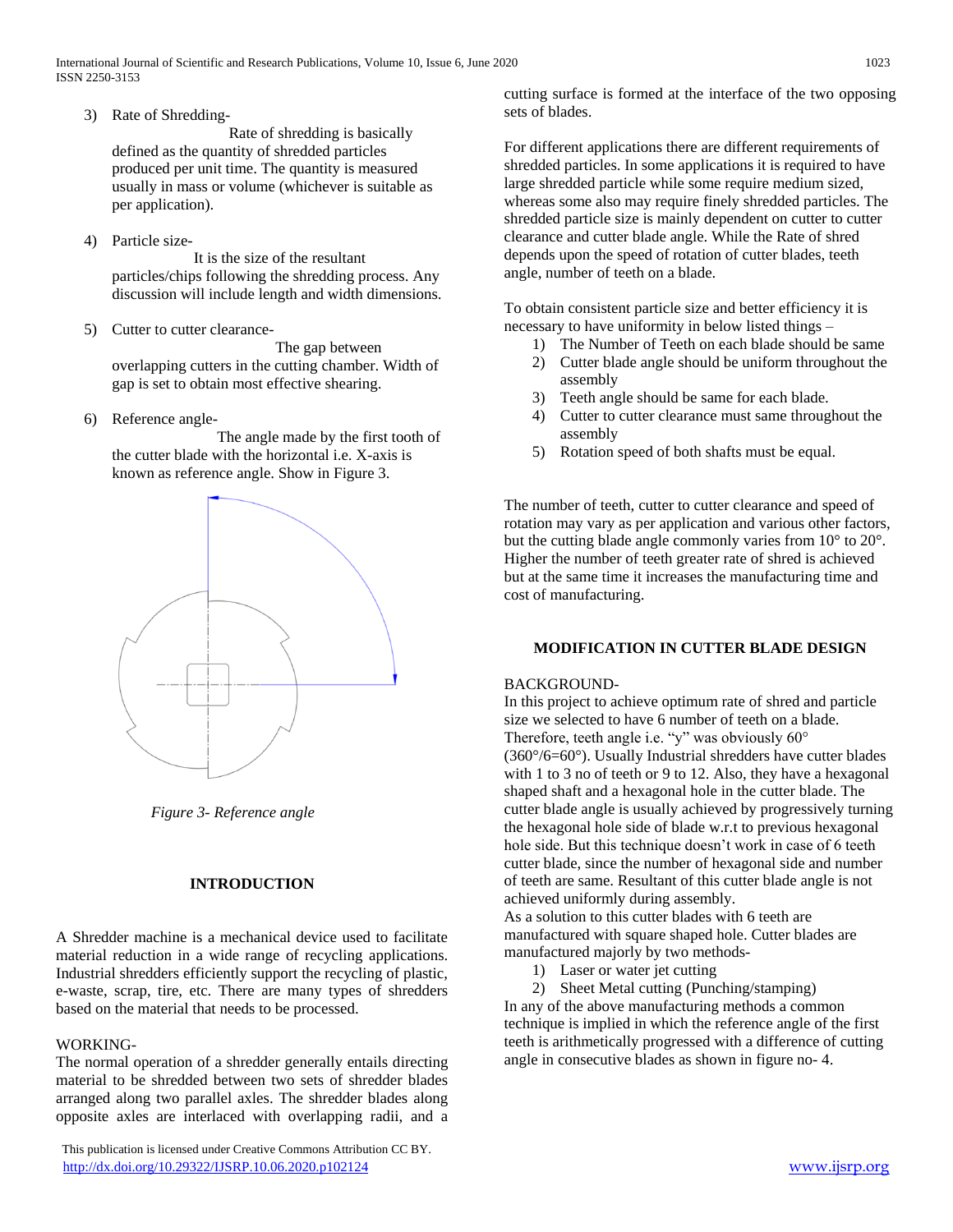3) Rate of Shredding-
   Rate of shredding is basically defined as the quantity of shredded particles produced per unit time. The quantity is measured usually in mass or volume (whichever is suitable as per application).

4) Particle size-
   It is the size of the resultant particles/chips following the shredding process. Any discussion will include length and width dimensions.

5) Cutter to cutter clearance-
   The gap between overlapping cutters in the cutting chamber. Width of gap is set to obtain most effective shearing.

6) Reference angle-
   The angle made by the first tooth of the cutter blade with the horizontal i.e. X-axis is known as reference angle. Show in Figure 3.

*Figure 3- Reference angle*

## INTRODUCTION

A Shredder machine is a mechanical device used to facilitate material reduction in a wide range of recycling applications. Industrial shredders efficiently support the recycling of plastic, e-waste, scrap, tire, etc. There are many types of shredders based on the material that needs to be processed.

WORKING-

The normal operation of a shredder generally entails directing material to be shredded between two sets of shredder blades arranged along two parallel axles. The shredder blades along opposite axles are interlaced with overlapping radii, and a cutting surface is formed at the interface of the two opposing sets of blades.

For different applications there are different requirements of shredded particles. In some applications it is required to have large shredded particle while some require medium sized, whereas some also may require finely shredded particles. The shredded particle size is mainly dependent on cutter to cutter clearance and cutter blade angle. While the Rate of shred depends upon the speed of rotation of cutter blades, teeth angle, number of teeth on a blade.

To obtain consistent particle size and better efficiency it is necessary to have uniformity in below listed things –

1) The Number of Teeth on each blade should be same
2) Cutter blade angle should be uniform throughout the assembly
3) Teeth angle should be same for each blade.
4) Cutter to cutter clearance must same throughout the assembly
5) Rotation speed of both shafts must be equal.

The number of teeth, cutter to cutter clearance and speed of rotation may vary as per application and various other factors, but the cutting blade angle commonly varies from 10° to 20°. Higher the number of teeth greater rate of shred is achieved but at the same time it increases the manufacturing time and cost of manufacturing.

## MODIFICATION IN CUTTER BLADE DESIGN

BACKGROUND-

In this project to achieve optimum rate of shred and particle size we selected to have 6 number of teeth on a blade. Therefore, teeth angle i.e. "y" was obviously 60° (360°/6=60°). Usually Industrial shredders have cutter blades with 1 to 3 no of teeth or 9 to 12. Also, they have a hexagonal shaped shaft and a hexagonal hole in the cutter blade. The cutter blade angle is usually achieved by progressively turning the hexagonal hole side of blade w.r.t to previous hexagonal hole side. But this technique doesn't work in case of 6 teeth cutter blade, since the number of hexagonal side and number of teeth are same. Resultant of this cutter blade angle is not achieved uniformly during assembly.

As a solution to this cutter blades with 6 teeth are manufactured with square shaped hole. Cutter blades are manufactured majorly by two methods-

1) Laser or water jet cutting
2) Sheet Metal cutting (Punching/stamping)

In any of the above manufacturing methods a common technique is implied in which the reference angle of the first teeth is arithmetically progressed with a difference of cutting angle in consecutive blades as shown in figure no- 4.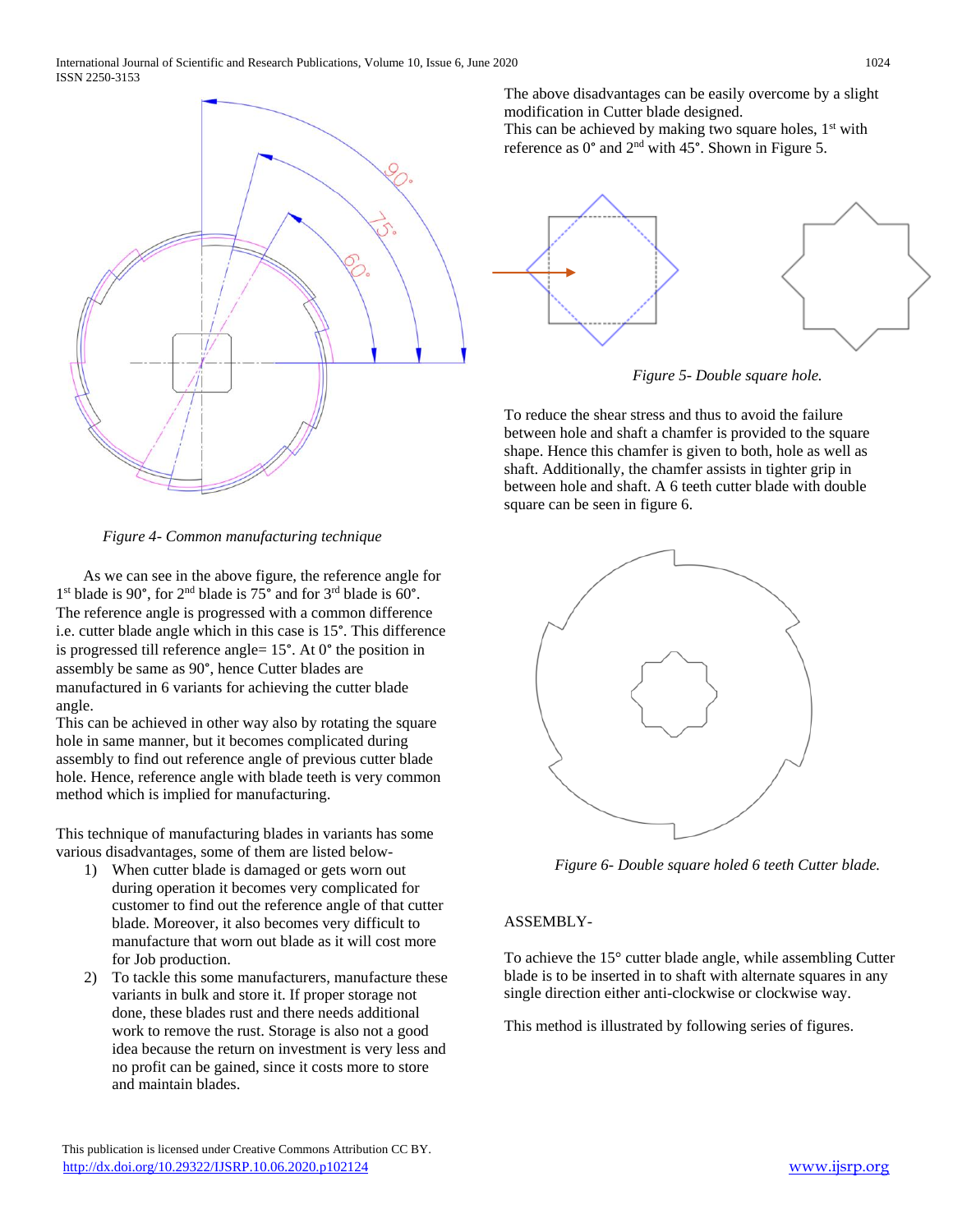*Figure 4- Common manufacturing technique*

As we can see in the above figure, the reference angle for 1st blade is 90°, for 2nd blade is 75° and for 3rd blade is 60°. The reference angle is progressed with a common difference i.e. cutter blade angle which in this case is 15°. This difference is progressed till reference angle= 15°. At 0° the position in assembly be same as 90°, hence Cutter blades are manufactured in 6 variants for achieving the cutter blade angle.
This can be achieved in other way also by rotating the square hole in same manner, but it becomes complicated during assembly to find out reference angle of previous cutter blade hole. Hence, reference angle with blade teeth is very common method which is implied for manufacturing.

This technique of manufacturing blades in variants has some various disadvantages, some of them are listed below-

1) When cutter blade is damaged or gets worn out during operation it becomes very complicated for customer to find out the reference angle of that cutter blade. Moreover, it also becomes very difficult to manufacture that worn out blade as it will cost more for Job production.
2) To tackle this some manufacturers, manufacture these variants in bulk and store it. If proper storage not done, these blades rust and there needs additional work to remove the rust. Storage is also not a good idea because the return on investment is very less and no profit can be gained, since it costs more to store and maintain blades.

The above disadvantages can be easily overcome by a slight modification in Cutter blade designed.
This can be achieved by making two square holes, 1st with reference as 0° and 2nd with 45°. Shown in Figure 5.

*Figure 5- Double square hole.*

To reduce the shear stress and thus to avoid the failure between hole and shaft a chamfer is provided to the square shape. Hence this chamfer is given to both, hole as well as shaft. Additionally, the chamfer assists in tighter grip in between hole and shaft. A 6 teeth cutter blade with double square can be seen in figure 6.

*Figure 6- Double square holed 6 teeth Cutter blade.*

ASSEMBLY-

To achieve the 15° cutter blade angle, while assembling Cutter blade is to be inserted in to shaft with alternate squares in any single direction either anti-clockwise or clockwise way.

This method is illustrated by following series of figures.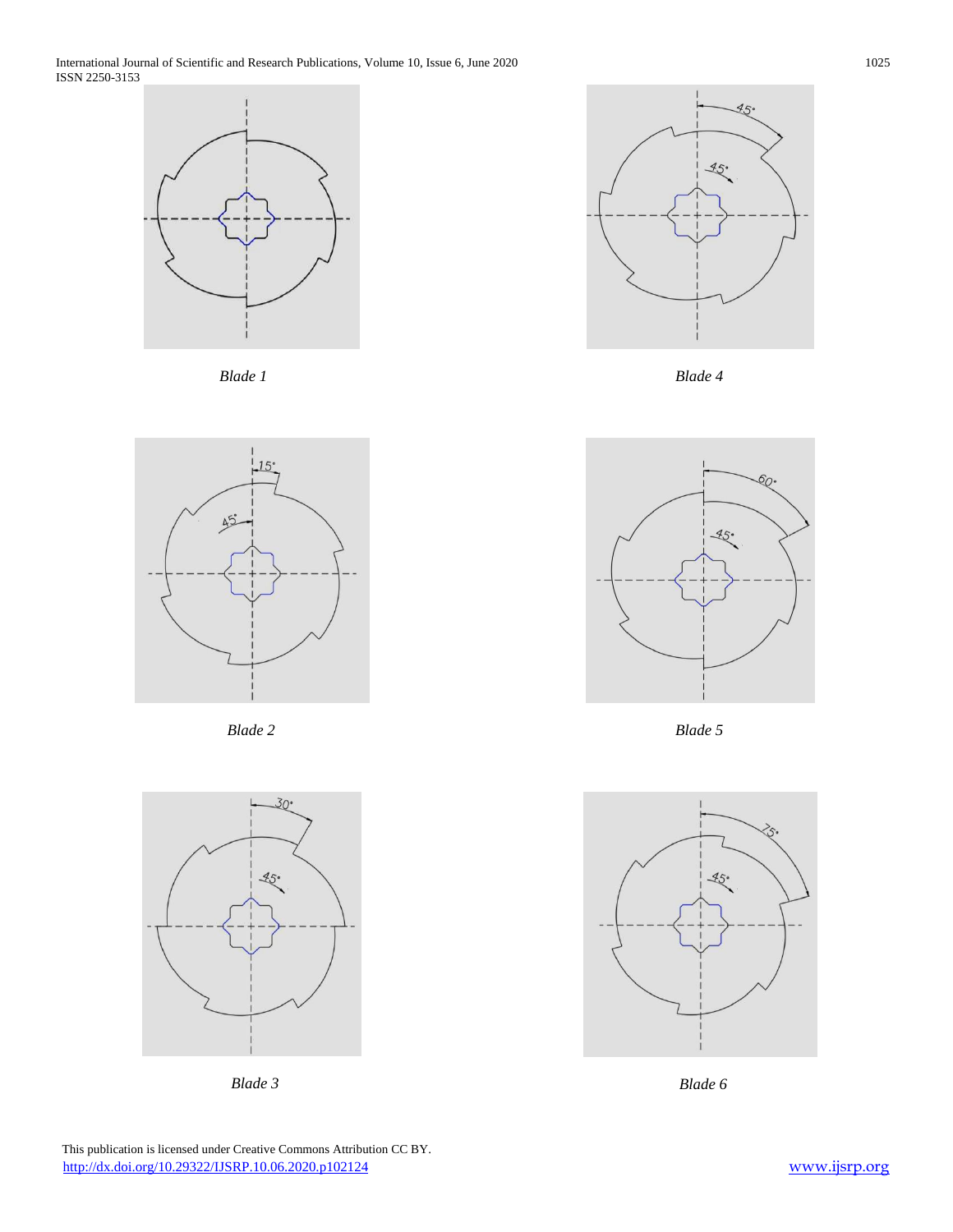*Blade 1*

*Blade 4*

*Blade 2*

*Blade 5*

*Blade 3*

*Blade 6*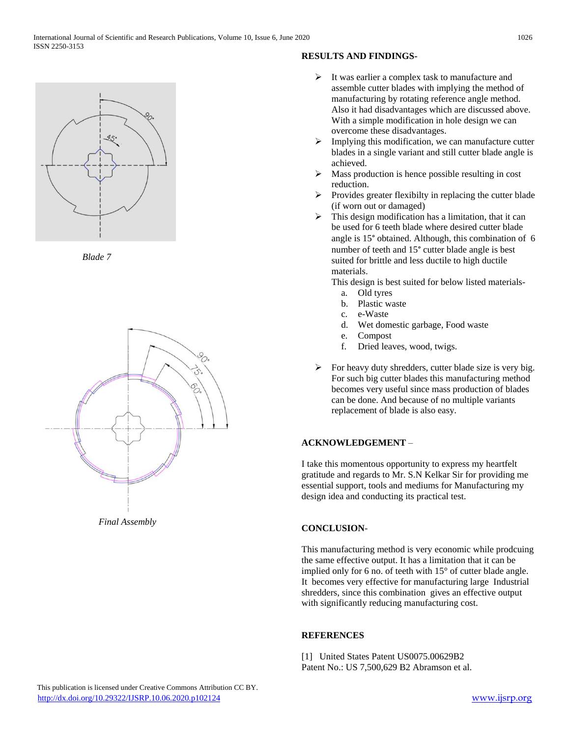*Blade 7*

*Final Assembly*

## RESULTS AND FINDINGS-

- It was earlier a complex task to manufacture and assemble cutter blades with implying the method of manufacturing by rotating reference angle method. Also it had disadvantages which are discussed above. With a simple modification in hole design we can overcome these disadvantages.
- Implying this modification, we can manufacture cutter blades in a single variant and still cutter blade angle is achieved.
- Mass production is hence possible resulting in cost reduction.
- Provides greater flexibilty in replacing the cutter blade (if worn out or damaged)
- This design modification has a limitation, that it can be used for 6 teeth blade where desired cutter blade angle is 15° obtained. Although, this combination of 6 number of teeth and 15° cutter blade angle is best suited for brittle and less ductile to high ductile materials.

  This design is best suited for below listed materials-

  a. Old tyres
  b. Plastic waste
  c. e-Waste
  d. Wet domestic garbage, Food waste
  e. Compost
  f. Dried leaves, wood, twigs.

- For heavy duty shredders, cutter blade size is very big. For such big cutter blades this manufacturing method becomes very useful since mass production of blades can be done. And because of no multiple variants replacement of blade is also easy.

## ACKNOWLEDGEMENT –

I take this momentous opportunity to express my heartfelt gratitude and regards to Mr. S.N Kelkar Sir for providing me essential support, tools and mediums for Manufacturing my design idea and conducting its practical test.

## CONCLUSION-

This manufacturing method is very economic while prodcuing the same effective output. It has a limitation that it can be implied only for 6 no. of teeth with 15° of cutter blade angle. It becomes very effective for manufacturing large Industrial shredders, since this combination gives an effective output with significantly reducing manufacturing cost.

## REFERENCES

[1] United States Patent US0075.00629B2
Patent No.: US 7,500,629 B2 Abramson et al.